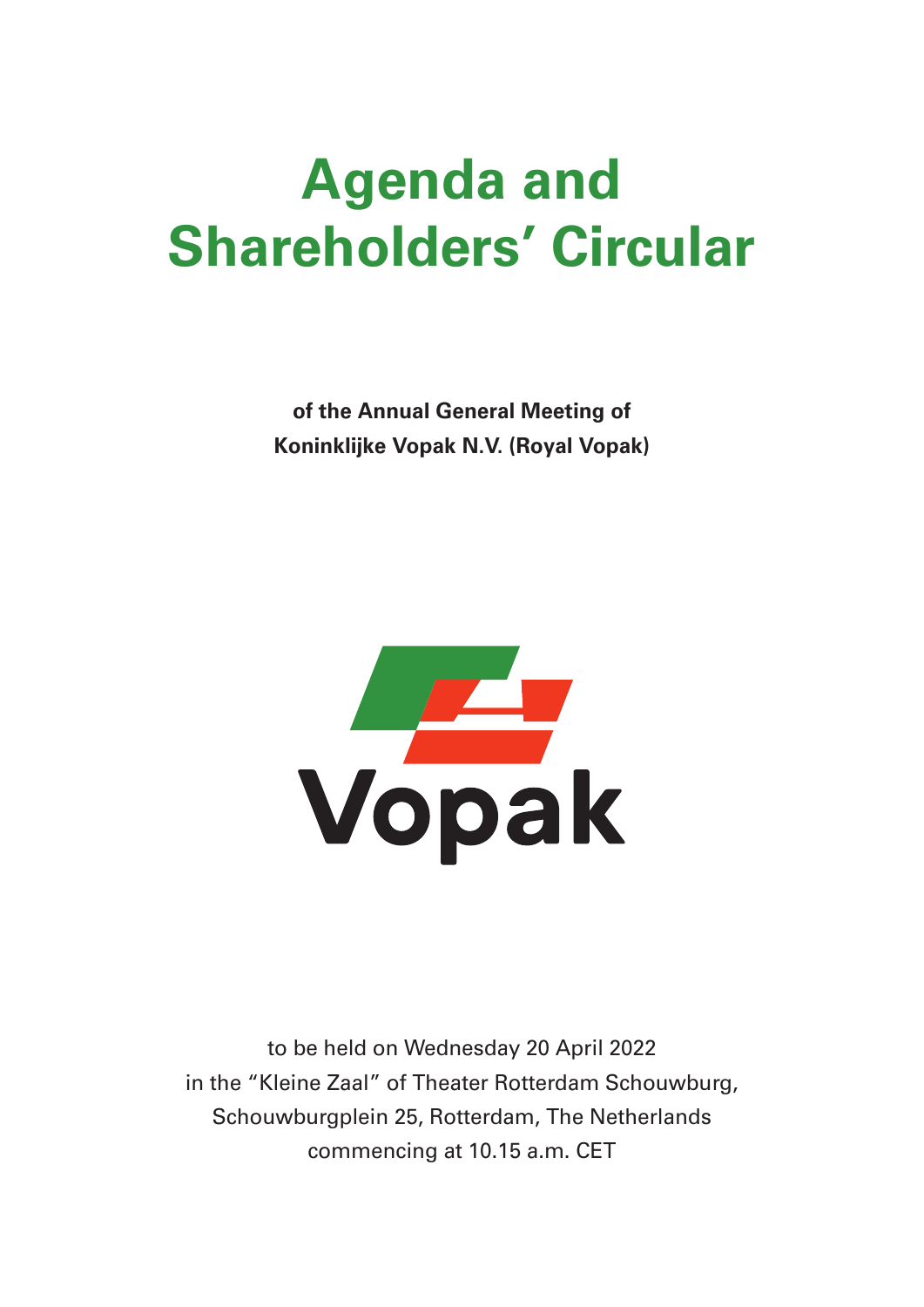# Agenda and Shareholders' Circular

**of the Annual General Meeting of Koninklijke Vopak N.V. (Royal Vopak)**

Vopak

to be held on Wednesday 20 April 2022
in the "Kleine Zaal" of Theater Rotterdam Schouwburg,
Schouwburgplein 25, Rotterdam, The Netherlands
commencing at 10.15 a.m. CET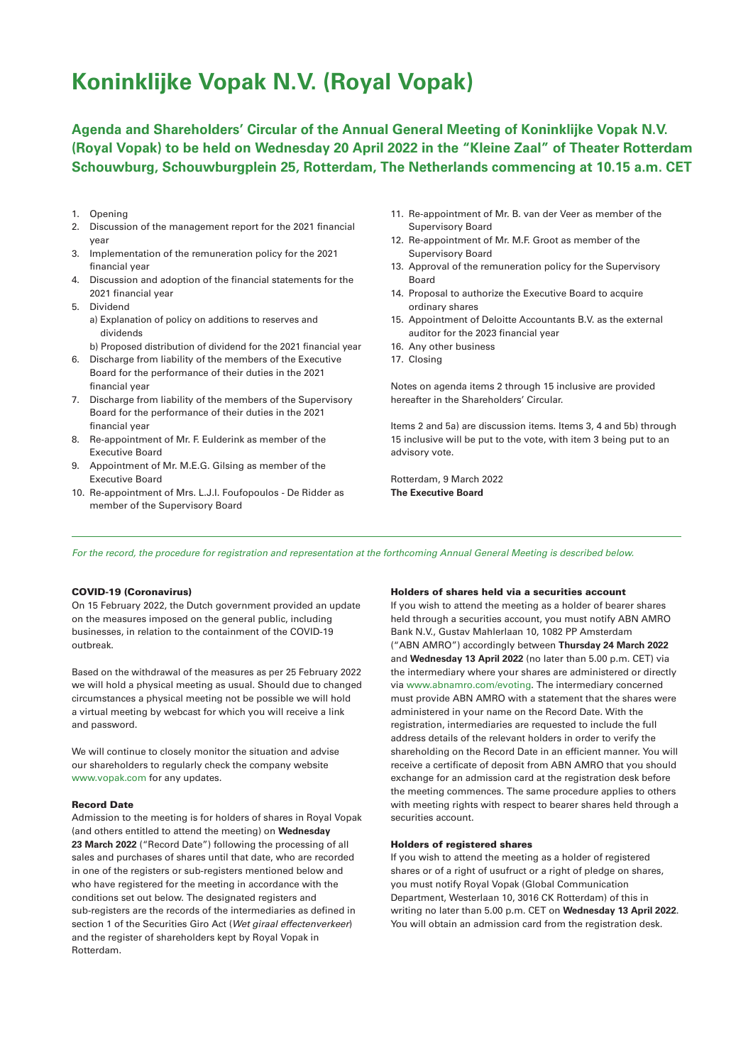# Koninklijke Vopak N.V. (Royal Vopak)

## Agenda and Shareholders' Circular of the Annual General Meeting of Koninklijke Vopak N.V. (Royal Vopak) to be held on Wednesday 20 April 2022 in the "Kleine Zaal" of Theater Rotterdam Schouwburg, Schouwburgplein 25, Rotterdam, The Netherlands commencing at 10.15 a.m. CET

1. Opening
2. Discussion of the management report for the 2021 financial year
3. Implementation of the remuneration policy for the 2021 financial year
4. Discussion and adoption of the financial statements for the 2021 financial year
5. Dividend
   a) Explanation of policy on additions to reserves and dividends
   b) Proposed distribution of dividend for the 2021 financial year
6. Discharge from liability of the members of the Executive Board for the performance of their duties in the 2021 financial year
7. Discharge from liability of the members of the Supervisory Board for the performance of their duties in the 2021 financial year
8. Re-appointment of Mr. F. Eulderink as member of the Executive Board
9. Appointment of Mr. M.E.G. Gilsing as member of the Executive Board
10. Re-appointment of Mrs. L.J.I. Foufopoulos - De Ridder as member of the Supervisory Board
11. Re-appointment of Mr. B. van der Veer as member of the Supervisory Board
12. Re-appointment of Mr. M.F. Groot as member of the Supervisory Board
13. Approval of the remuneration policy for the Supervisory Board
14. Proposal to authorize the Executive Board to acquire ordinary shares
15. Appointment of Deloitte Accountants B.V. as the external auditor for the 2023 financial year
16. Any other business
17. Closing

Notes on agenda items 2 through 15 inclusive are provided hereafter in the Shareholders' Circular.

Items 2 and 5a) are discussion items. Items 3, 4 and 5b) through 15 inclusive will be put to the vote, with item 3 being put to an advisory vote.

Rotterdam, 9 March 2022
**The Executive Board**

---

*For the record, the procedure for registration and representation at the forthcoming Annual General Meeting is described below.*

### COVID-19 (Coronavirus)

On 15 February 2022, the Dutch government provided an update on the measures imposed on the general public, including businesses, in relation to the containment of the COVID-19 outbreak.

Based on the withdrawal of the measures as per 25 February 2022 we will hold a physical meeting as usual. Should due to changed circumstances a physical meeting not be possible we will hold a virtual meeting by webcast for which you will receive a link and password.

We will continue to closely monitor the situation and advise our shareholders to regularly check the company website www.vopak.com for any updates.

### Record Date

Admission to the meeting is for holders of shares in Royal Vopak (and others entitled to attend the meeting) on **Wednesday 23 March 2022** ("Record Date") following the processing of all sales and purchases of shares until that date, who are recorded in one of the registers or sub-registers mentioned below and who have registered for the meeting in accordance with the conditions set out below. The designated registers and sub-registers are the records of the intermediaries as defined in section 1 of the Securities Giro Act (*Wet giraal effectenverkeer*) and the register of shareholders kept by Royal Vopak in Rotterdam.

### Holders of shares held via a securities account

If you wish to attend the meeting as a holder of bearer shares held through a securities account, you must notify ABN AMRO Bank N.V., Gustav Mahlerlaan 10, 1082 PP Amsterdam ("ABN AMRO") accordingly between **Thursday 24 March 2022** and **Wednesday 13 April 2022** (no later than 5.00 p.m. CET) via the intermediary where your shares are administered or directly via www.abnamro.com/evoting. The intermediary concerned must provide ABN AMRO with a statement that the shares were administered in your name on the Record Date. With the registration, intermediaries are requested to include the full address details of the relevant holders in order to verify the shareholding on the Record Date in an efficient manner. You will receive a certificate of deposit from ABN AMRO that you should exchange for an admission card at the registration desk before the meeting commences. The same procedure applies to others with meeting rights with respect to bearer shares held through a securities account.

### Holders of registered shares

If you wish to attend the meeting as a holder of registered shares or of a right of usufruct or a right of pledge on shares, you must notify Royal Vopak (Global Communication Department, Westerlaan 10, 3016 CK Rotterdam) of this in writing no later than 5.00 p.m. CET on **Wednesday 13 April 2022**. You will obtain an admission card from the registration desk.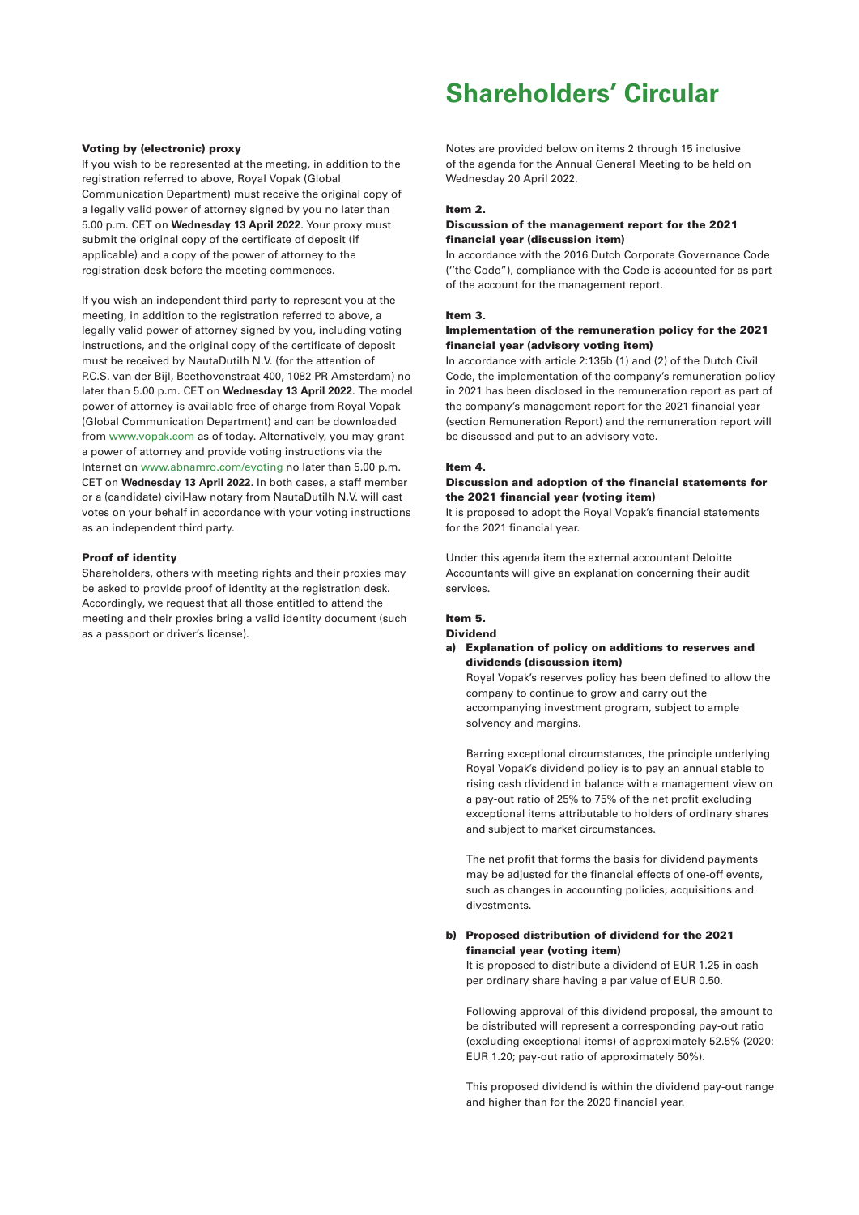# Shareholders' Circular

### Voting by (electronic) proxy

If you wish to be represented at the meeting, in addition to the registration referred to above, Royal Vopak (Global Communication Department) must receive the original copy of a legally valid power of attorney signed by you no later than 5.00 p.m. CET on **Wednesday 13 April 2022**. Your proxy must submit the original copy of the certificate of deposit (if applicable) and a copy of the power of attorney to the registration desk before the meeting commences.

If you wish an independent third party to represent you at the meeting, in addition to the registration referred to above, a legally valid power of attorney signed by you, including voting instructions, and the original copy of the certificate of deposit must be received by NautaDutilh N.V. (for the attention of P.C.S. van der Bijl, Beethovenstraat 400, 1082 PR Amsterdam) no later than 5.00 p.m. CET on **Wednesday 13 April 2022**. The model power of attorney is available free of charge from Royal Vopak (Global Communication Department) and can be downloaded from www.vopak.com as of today. Alternatively, you may grant a power of attorney and provide voting instructions via the Internet on www.abnamro.com/evoting no later than 5.00 p.m. CET on **Wednesday 13 April 2022**. In both cases, a staff member or a (candidate) civil-law notary from NautaDutilh N.V. will cast votes on your behalf in accordance with your voting instructions as an independent third party.

### Proof of identity

Shareholders, others with meeting rights and their proxies may be asked to provide proof of identity at the registration desk. Accordingly, we request that all those entitled to attend the meeting and their proxies bring a valid identity document (such as a passport or driver's license).

Notes are provided below on items 2 through 15 inclusive of the agenda for the Annual General Meeting to be held on Wednesday 20 April 2022.

### Item 2.

**Discussion of the management report for the 2021 financial year (discussion item)**

In accordance with the 2016 Dutch Corporate Governance Code (''the Code"), compliance with the Code is accounted for as part of the account for the management report.

### Item 3.

**Implementation of the remuneration policy for the 2021 financial year (advisory voting item)**

In accordance with article 2:135b (1) and (2) of the Dutch Civil Code, the implementation of the company's remuneration policy in 2021 has been disclosed in the remuneration report as part of the company's management report for the 2021 financial year (section Remuneration Report) and the remuneration report will be discussed and put to an advisory vote.

### Item 4.

**Discussion and adoption of the financial statements for the 2021 financial year (voting item)**

It is proposed to adopt the Royal Vopak's financial statements for the 2021 financial year.

Under this agenda item the external accountant Deloitte Accountants will give an explanation concerning their audit services.

### Item 5.

**Dividend**

**a) Explanation of policy on additions to reserves and dividends (discussion item)**

Royal Vopak's reserves policy has been defined to allow the company to continue to grow and carry out the accompanying investment program, subject to ample solvency and margins.

Barring exceptional circumstances, the principle underlying Royal Vopak's dividend policy is to pay an annual stable to rising cash dividend in balance with a management view on a pay-out ratio of 25% to 75% of the net profit excluding exceptional items attributable to holders of ordinary shares and subject to market circumstances.

The net profit that forms the basis for dividend payments may be adjusted for the financial effects of one-off events, such as changes in accounting policies, acquisitions and divestments.

**b) Proposed distribution of dividend for the 2021 financial year (voting item)**

It is proposed to distribute a dividend of EUR 1.25 in cash per ordinary share having a par value of EUR 0.50.

Following approval of this dividend proposal, the amount to be distributed will represent a corresponding pay-out ratio (excluding exceptional items) of approximately 52.5% (2020: EUR 1.20; pay-out ratio of approximately 50%).

This proposed dividend is within the dividend pay-out range and higher than for the 2020 financial year.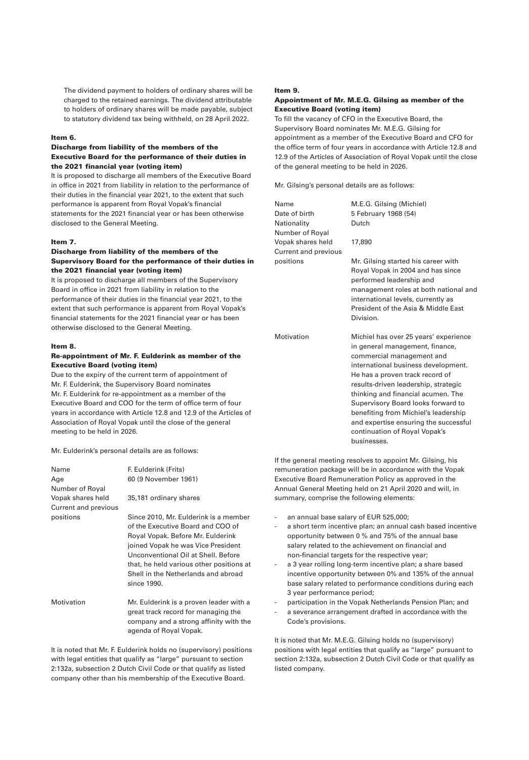The dividend payment to holders of ordinary shares will be charged to the retained earnings. The dividend attributable to holders of ordinary shares will be made payable, subject to statutory dividend tax being withheld, on 28 April 2022.

#### Item 6.

#### Discharge from liability of the members of the Executive Board for the performance of their duties in the 2021 financial year (voting item)

It is proposed to discharge all members of the Executive Board in office in 2021 from liability in relation to the performance of their duties in the financial year 2021, to the extent that such performance is apparent from Royal Vopak's financial statements for the 2021 financial year or has been otherwise disclosed to the General Meeting.

#### Item 7.

#### Discharge from liability of the members of the Supervisory Board for the performance of their duties in the 2021 financial year (voting item)

It is proposed to discharge all members of the Supervisory Board in office in 2021 from liability in relation to the performance of their duties in the financial year 2021, to the extent that such performance is apparent from Royal Vopak's financial statements for the 2021 financial year or has been otherwise disclosed to the General Meeting.

#### Item 8.

#### Re-appointment of Mr. F. Eulderink as member of the Executive Board (voting item)

Due to the expiry of the current term of appointment of Mr. F. Eulderink, the Supervisory Board nominates Mr. F. Eulderink for re-appointment as a member of the Executive Board and COO for the term of office term of four years in accordance with Article 12.8 and 12.9 of the Articles of Association of Royal Vopak until the close of the general meeting to be held in 2026.

Mr. Eulderink's personal details are as follows:

| | |
|---|---|
| Name | F. Eulderink (Frits) |
| Age | 60 (9 November 1961) |
| Number of Royal Vopak shares held | 35,181 ordinary shares |
| Current and previous positions | Since 2010, Mr. Eulderink is a member of the Executive Board and COO of Royal Vopak. Before Mr. Eulderink joined Vopak he was Vice President Unconventional Oil at Shell. Before that, he held various other positions at Shell in the Netherlands and abroad since 1990. |
| Motivation | Mr. Eulderink is a proven leader with a great track record for managing the company and a strong affinity with the agenda of Royal Vopak. |

It is noted that Mr. F. Eulderink holds no (supervisory) positions with legal entities that qualify as "large" pursuant to section 2:132a, subsection 2 Dutch Civil Code or that qualify as listed company other than his membership of the Executive Board.

#### Item 9.

#### Appointment of Mr. M.E.G. Gilsing as member of the Executive Board (voting item)

To fill the vacancy of CFO in the Executive Board, the Supervisory Board nominates Mr. M.E.G. Gilsing for appointment as a member of the Executive Board and CFO for the office term of four years in accordance with Article 12.8 and 12.9 of the Articles of Association of Royal Vopak until the close of the general meeting to be held in 2026.

Mr. Gilsing's personal details are as follows:

| | |
|---|---|
| Name | M.E.G. Gilsing (Michiel) |
| Date of birth | 5 February 1968 (54) |
| Nationality | Dutch |
| Number of Royal Vopak shares held | 17,890 |
| Current and previous positions | Mr. Gilsing started his career with Royal Vopak in 2004 and has since performed leadership and management roles at both national and international levels, currently as President of the Asia & Middle East Division. |
| Motivation | Michiel has over 25 years' experience in general management, finance, commercial management and international business development. He has a proven track record of results-driven leadership, strategic thinking and financial acumen. The Supervisory Board looks forward to benefiting from Michiel's leadership and expertise ensuring the successful continuation of Royal Vopak's businesses. |

If the general meeting resolves to appoint Mr. Gilsing, his remuneration package will be in accordance with the Vopak Executive Board Remuneration Policy as approved in the Annual General Meeting held on 21 April 2020 and will, in summary, comprise the following elements:

- an annual base salary of EUR 525,000;
- a short term incentive plan; an annual cash based incentive opportunity between 0 % and 75% of the annual base salary related to the achievement on financial and non-financial targets for the respective year;
- a 3 year rolling long-term incentive plan; a share based incentive opportunity between 0% and 135% of the annual base salary related to performance conditions during each 3 year performance period;
- participation in the Vopak Netherlands Pension Plan; and
- a severance arrangement drafted in accordance with the Code's provisions.

It is noted that Mr. M.E.G. Gilsing holds no (supervisory) positions with legal entities that qualify as "large" pursuant to section 2:132a, subsection 2 Dutch Civil Code or that qualify as listed company.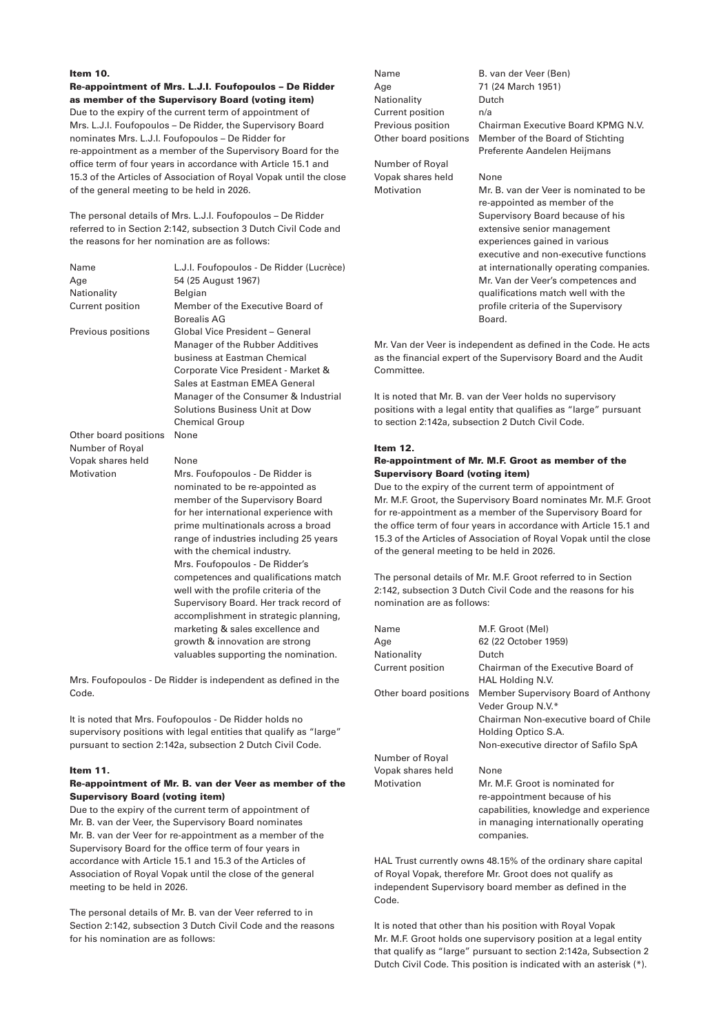### Item 10.

**Re-appointment of Mrs. L.J.I. Foufopoulos – De Ridder as member of the Supervisory Board (voting item)**

Due to the expiry of the current term of appointment of Mrs. L.J.I. Foufopoulos – De Ridder, the Supervisory Board nominates Mrs. L.J.I. Foufopoulos – De Ridder for re-appointment as a member of the Supervisory Board for the office term of four years in accordance with Article 15.1 and 15.3 of the Articles of Association of Royal Vopak until the close of the general meeting to be held in 2026.

The personal details of Mrs. L.J.I. Foufopoulos – De Ridder referred to in Section 2:142, subsection 3 Dutch Civil Code and the reasons for her nomination are as follows:

| | |
|---|---|
| Name | L.J.I. Foufopoulos - De Ridder (Lucrèce) |
| Age | 54 (25 August 1967) |
| Nationality | Belgian |
| Current position | Member of the Executive Board of Borealis AG |
| Previous positions | Global Vice President – General Manager of the Rubber Additives business at Eastman Chemical Corporate Vice President - Market & Sales at Eastman EMEA General Manager of the Consumer & Industrial Solutions Business Unit at Dow Chemical Group |
| Other board positions | None |
| Number of Royal Vopak shares held | None |
| Motivation | Mrs. Foufopoulos - De Ridder is nominated to be re-appointed as member of the Supervisory Board for her international experience with prime multinationals across a broad range of industries including 25 years with the chemical industry. Mrs. Foufopoulos - De Ridder's competences and qualifications match well with the profile criteria of the Supervisory Board. Her track record of accomplishment in strategic planning, marketing & sales excellence and growth & innovation are strong valuables supporting the nomination. |

Mrs. Foufopoulos - De Ridder is independent as defined in the Code.

It is noted that Mrs. Foufopoulos - De Ridder holds no supervisory positions with legal entities that qualify as "large" pursuant to section 2:142a, subsection 2 Dutch Civil Code.

### Item 11.

**Re-appointment of Mr. B. van der Veer as member of the Supervisory Board (voting item)**

Due to the expiry of the current term of appointment of Mr. B. van der Veer, the Supervisory Board nominates Mr. B. van der Veer for re-appointment as a member of the Supervisory Board for the office term of four years in accordance with Article 15.1 and 15.3 of the Articles of Association of Royal Vopak until the close of the general meeting to be held in 2026.

The personal details of Mr. B. van der Veer referred to in Section 2:142, subsection 3 Dutch Civil Code and the reasons for his nomination are as follows:

| | |
|---|---|
| Name | B. van der Veer (Ben) |
| Age | 71 (24 March 1951) |
| Nationality | Dutch |
| Current position | n/a |
| Previous position | Chairman Executive Board KPMG N.V. |
| Other board positions | Member of the Board of Stichting Preferente Aandelen Heijmans |
| Number of Royal Vopak shares held | None |
| Motivation | Mr. B. van der Veer is nominated to be re-appointed as member of the Supervisory Board because of his extensive senior management experiences gained in various executive and non-executive functions at internationally operating companies. Mr. Van der Veer's competences and qualifications match well with the profile criteria of the Supervisory Board. |

Mr. Van der Veer is independent as defined in the Code. He acts as the financial expert of the Supervisory Board and the Audit Committee.

It is noted that Mr. B. van der Veer holds no supervisory positions with a legal entity that qualifies as "large" pursuant to section 2:142a, subsection 2 Dutch Civil Code.

### Item 12.

**Re-appointment of Mr. M.F. Groot as member of the Supervisory Board (voting item)**

Due to the expiry of the current term of appointment of Mr. M.F. Groot, the Supervisory Board nominates Mr. M.F. Groot for re-appointment as a member of the Supervisory Board for the office term of four years in accordance with Article 15.1 and 15.3 of the Articles of Association of Royal Vopak until the close of the general meeting to be held in 2026.

The personal details of Mr. M.F. Groot referred to in Section 2:142, subsection 3 Dutch Civil Code and the reasons for his nomination are as follows:

| | |
|---|---|
| Name | M.F. Groot (Mel) |
| Age | 62 (22 October 1959) |
| Nationality | Dutch |
| Current position | Chairman of the Executive Board of HAL Holding N.V. |
| Other board positions | Member Supervisory Board of Anthony Veder Group N.V.* Chairman Non-executive board of Chile Holding Optico S.A. Non-executive director of Safilo SpA |
| Number of Royal Vopak shares held | None |
| Motivation | Mr. M.F. Groot is nominated for re-appointment because of his capabilities, knowledge and experience in managing internationally operating companies. |

HAL Trust currently owns 48.15% of the ordinary share capital of Royal Vopak, therefore Mr. Groot does not qualify as independent Supervisory board member as defined in the Code.

It is noted that other than his position with Royal Vopak Mr. M.F. Groot holds one supervisory position at a legal entity that qualify as "large" pursuant to section 2:142a, Subsection 2 Dutch Civil Code. This position is indicated with an asterisk (*).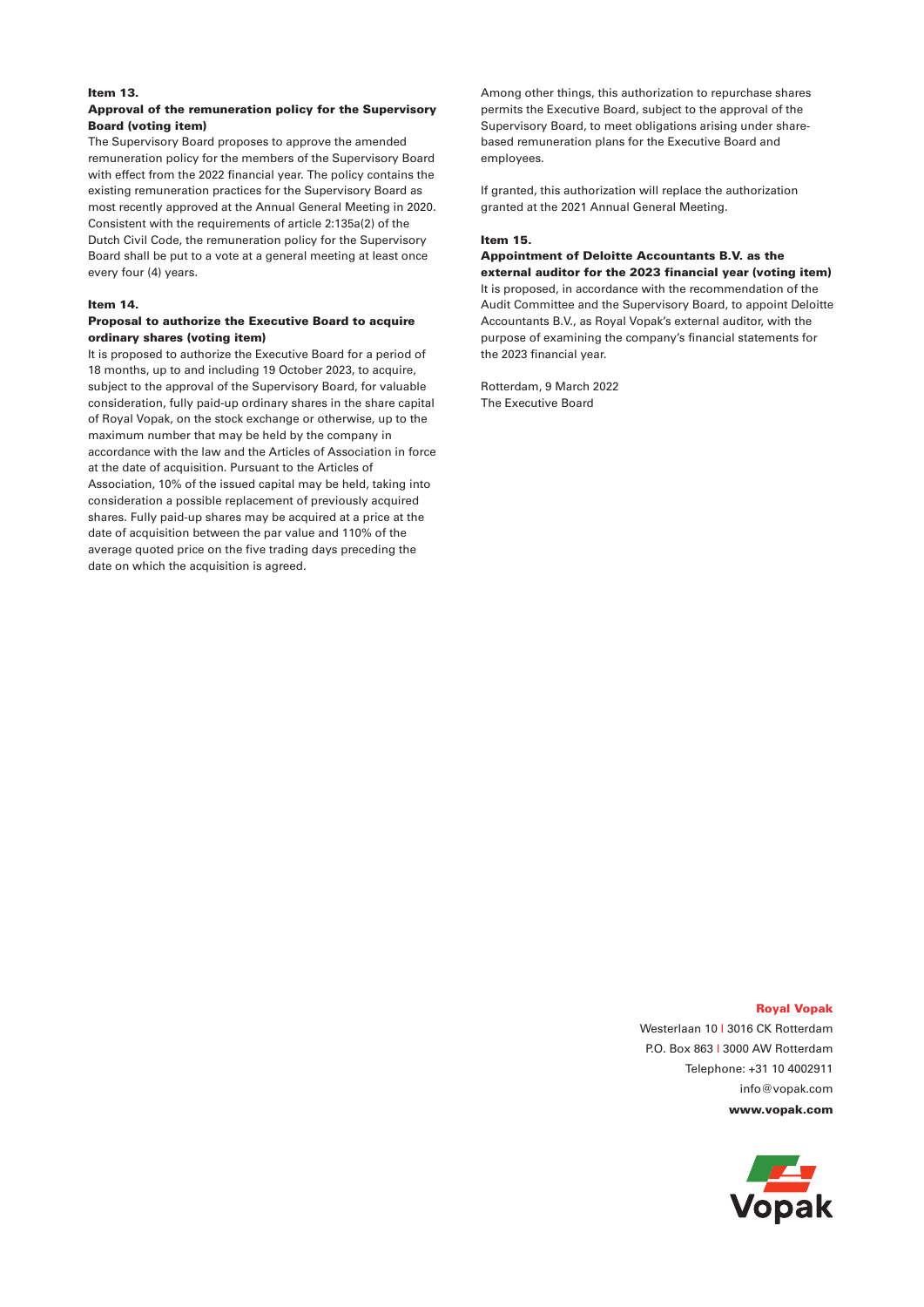**Item 13.**

**Approval of the remuneration policy for the Supervisory Board (voting item)**

The Supervisory Board proposes to approve the amended remuneration policy for the members of the Supervisory Board with effect from the 2022 financial year. The policy contains the existing remuneration practices for the Supervisory Board as most recently approved at the Annual General Meeting in 2020. Consistent with the requirements of article 2:135a(2) of the Dutch Civil Code, the remuneration policy for the Supervisory Board shall be put to a vote at a general meeting at least once every four (4) years.

**Item 14.**

**Proposal to authorize the Executive Board to acquire ordinary shares (voting item)**

It is proposed to authorize the Executive Board for a period of 18 months, up to and including 19 October 2023, to acquire, subject to the approval of the Supervisory Board, for valuable consideration, fully paid-up ordinary shares in the share capital of Royal Vopak, on the stock exchange or otherwise, up to the maximum number that may be held by the company in accordance with the law and the Articles of Association in force at the date of acquisition. Pursuant to the Articles of Association, 10% of the issued capital may be held, taking into consideration a possible replacement of previously acquired shares. Fully paid-up shares may be acquired at a price at the date of acquisition between the par value and 110% of the average quoted price on the five trading days preceding the date on which the acquisition is agreed.

Among other things, this authorization to repurchase shares permits the Executive Board, subject to the approval of the Supervisory Board, to meet obligations arising under share-based remuneration plans for the Executive Board and employees.

If granted, this authorization will replace the authorization granted at the 2021 Annual General Meeting.

**Item 15.**

**Appointment of Deloitte Accountants B.V. as the external auditor for the 2023 financial year (voting item)**

It is proposed, in accordance with the recommendation of the Audit Committee and the Supervisory Board, to appoint Deloitte Accountants B.V., as Royal Vopak's external auditor, with the purpose of examining the company's financial statements for the 2023 financial year.

Rotterdam, 9 March 2022
The Executive Board

**Royal Vopak**
Westerlaan 10 | 3016 CK Rotterdam
P.O. Box 863 | 3000 AW Rotterdam
Telephone: +31 10 4002911
info@vopak.com
**www.vopak.com**

Vopak